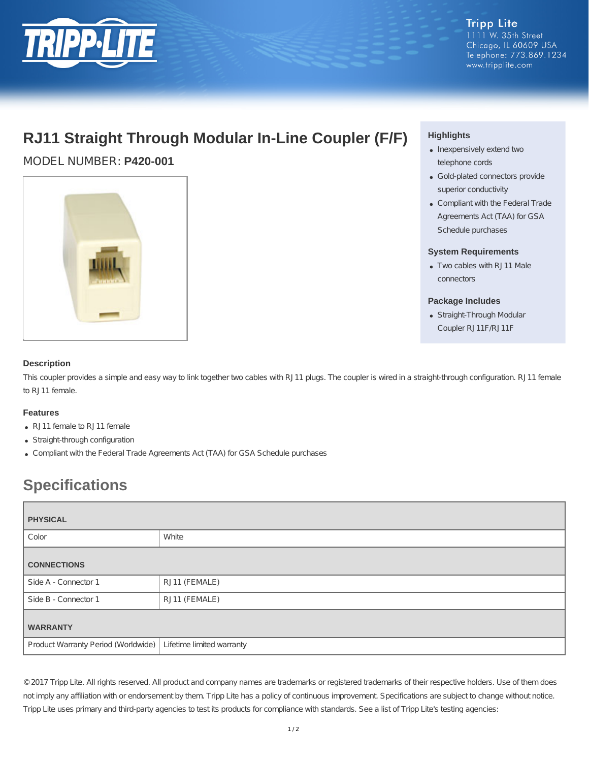Tripp Lite
1111 W. 35th Street
Chicago, IL 60609 USA
Telephone: 773.869.1234
www.tripplite.com

# RJ11 Straight Through Modular In-Line Coupler (F/F)

MODEL NUMBER: **P420-001**

### Highlights

- Inexpensively extend two telephone cords
- Gold-plated connectors provide superior conductivity
- Compliant with the Federal Trade Agreements Act (TAA) for GSA Schedule purchases

### System Requirements

- Two cables with RJ11 Male connectors

### Package Includes

- Straight-Through Modular Coupler RJ11F/RJ11F

### Description

This coupler provides a simple and easy way to link together two cables with RJ11 plugs. The coupler is wired in a straight-through configuration. RJ11 female to RJ11 female.

### Features

- RJ11 female to RJ11 female
- Straight-through configuration
- Compliant with the Federal Trade Agreements Act (TAA) for GSA Schedule purchases

## Specifications

| **PHYSICAL** | |
|---|---|
| Color | White |
| **CONNECTIONS** | |
| Side A - Connector 1 | RJ11 (FEMALE) |
| Side B - Connector 1 | RJ11 (FEMALE) |
| **WARRANTY** | |
| Product Warranty Period (Worldwide) | Lifetime limited warranty |

© 2017 Tripp Lite. All rights reserved. All product and company names are trademarks or registered trademarks of their respective holders. Use of them does not imply any affiliation with or endorsement by them. Tripp Lite has a policy of continuous improvement. Specifications are subject to change without notice. Tripp Lite uses primary and third-party agencies to test its products for compliance with standards. See a list of Tripp Lite's testing agencies: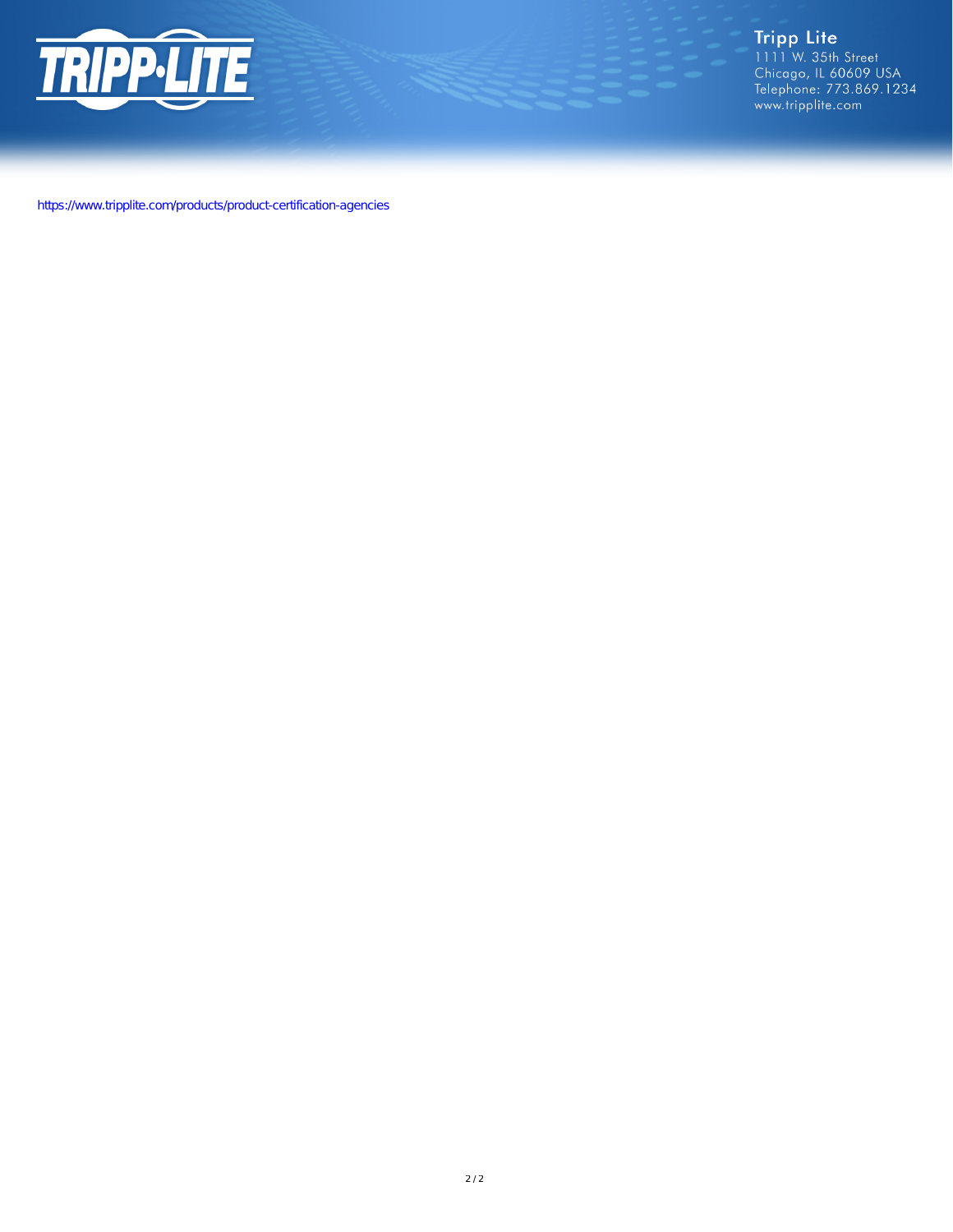https://www.tripplite.com/products/product-certification-agencies